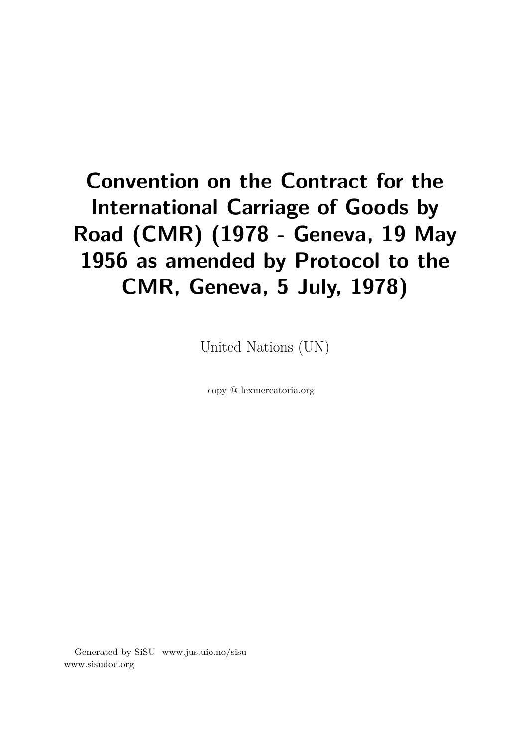# Convention on the Contract for the International Carriage of Goods by Road (CMR) (1978 - Geneva, 19 May 1956 as amended by Protocol to the CMR, Geneva, 5 July, 1978)

United Nations (UN)

copy @ lexmercatoria.org

Generated by SiSU www.jus.uio.no/sisu
www.sisudoc.org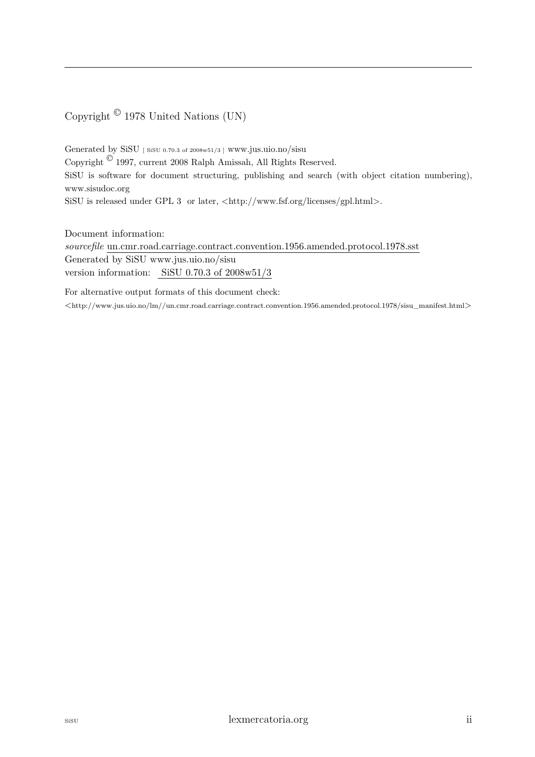Copyright © 1978 United Nations (UN)

Generated by SiSU [ SiSU 0.70.3 of 2008w51/3 ] www.jus.uio.no/sisu
Copyright © 1997, current 2008 Ralph Amissah, All Rights Reserved.
SiSU is software for document structuring, publishing and search (with object citation numbering), www.sisudoc.org
SiSU is released under GPL 3 or later, <http://www.fsf.org/licenses/gpl.html>.

Document information:
*sourcefile* un.cmr.road.carriage.contract.convention.1956.amended.protocol.1978.sst
Generated by SiSU www.jus.uio.no/sisu
version information: SiSU 0.70.3 of 2008w51/3

For alternative output formats of this document check:
<http://www.jus.uio.no/lm//un.cmr.road.carriage.contract.convention.1956.amended.protocol.1978/sisu_manifest.html>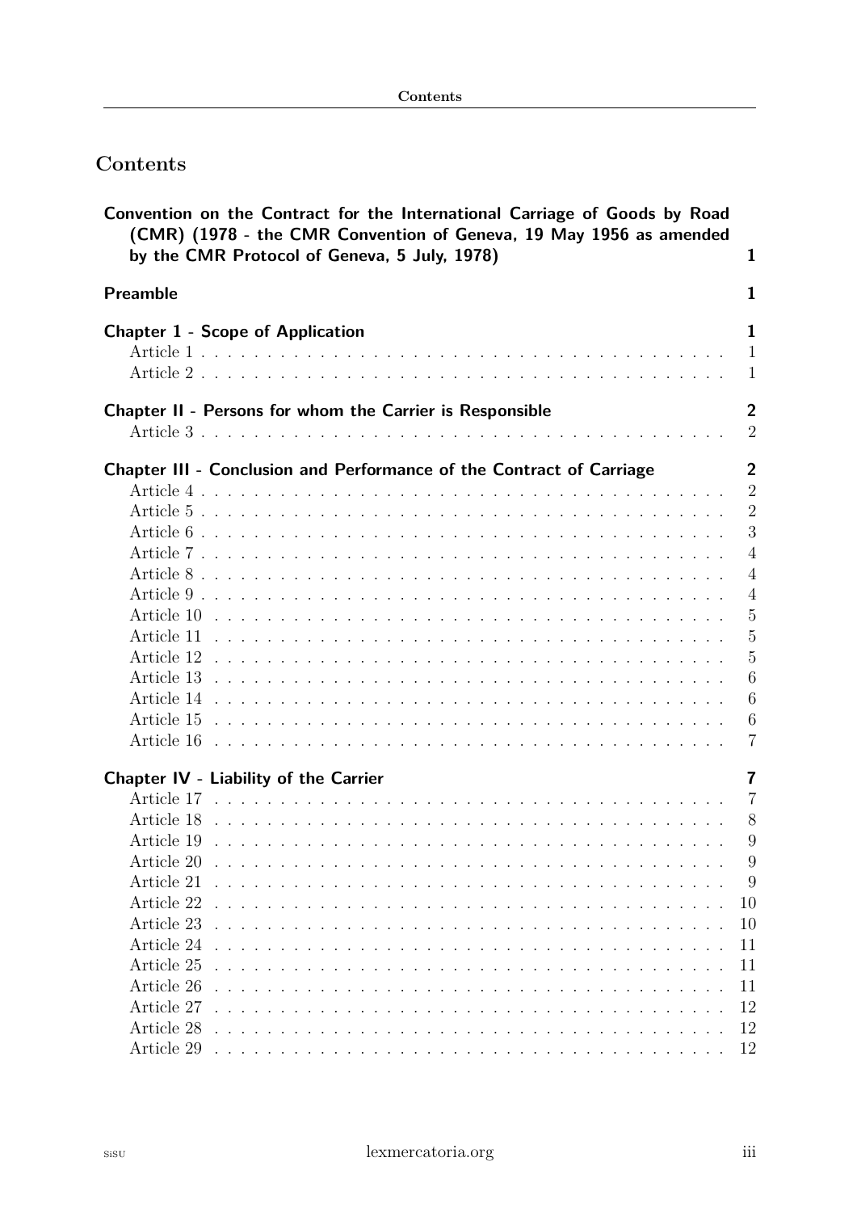# Contents

**Convention on the Contract for the International Carriage of Goods by Road (CMR) (1978 - the CMR Convention of Geneva, 19 May 1956 as amended by the CMR Protocol of Geneva, 5 July, 1978)** 1

**Preamble** 1

**Chapter 1 - Scope of Application** 1
- Article 1 . . . . . 1
- Article 2 . . . . . 1

**Chapter II - Persons for whom the Carrier is Responsible** 2
- Article 3 . . . . . 2

**Chapter III - Conclusion and Performance of the Contract of Carriage** 2
- Article 4 . . . . . 2
- Article 5 . . . . . 2
- Article 6 . . . . . 3
- Article 7 . . . . . 4
- Article 8 . . . . . 4
- Article 9 . . . . . 4
- Article 10 . . . . . 5
- Article 11 . . . . . 5
- Article 12 . . . . . 5
- Article 13 . . . . . 6
- Article 14 . . . . . 6
- Article 15 . . . . . 6
- Article 16 . . . . . 7

**Chapter IV - Liability of the Carrier** 7
- Article 17 . . . . . 7
- Article 18 . . . . . 8
- Article 19 . . . . . 9
- Article 20 . . . . . 9
- Article 21 . . . . . 9
- Article 22 . . . . . 10
- Article 23 . . . . . 10
- Article 24 . . . . . 11
- Article 25 . . . . . 11
- Article 26 . . . . . 11
- Article 27 . . . . . 12
- Article 28 . . . . . 12
- Article 29 . . . . . 12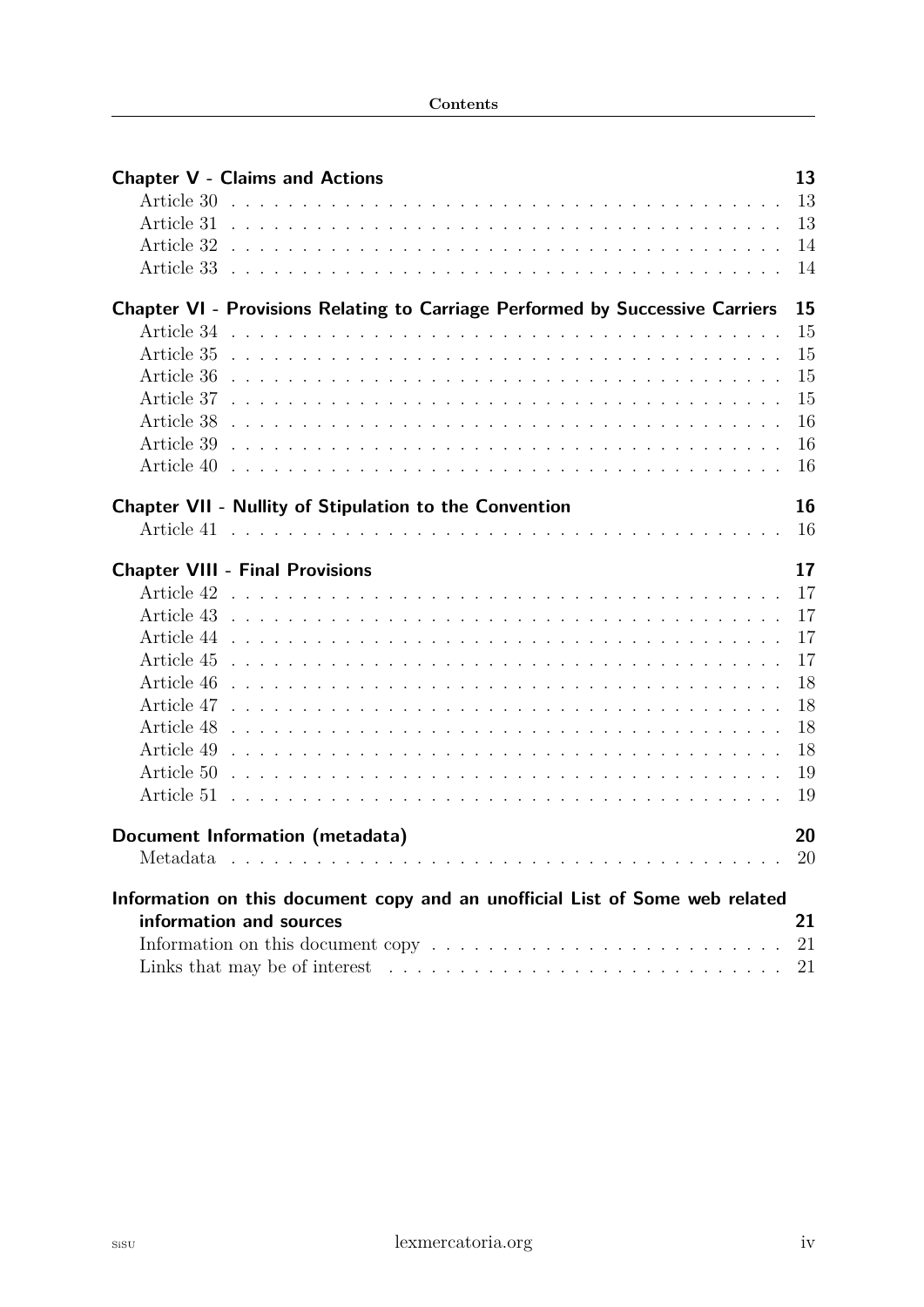**Chapter V - Claims and Actions** 13
- Article 30 13
- Article 31 13
- Article 32 14
- Article 33 14

**Chapter VI - Provisions Relating to Carriage Performed by Successive Carriers** 15
- Article 34 15
- Article 35 15
- Article 36 15
- Article 37 15
- Article 38 16
- Article 39 16
- Article 40 16

**Chapter VII - Nullity of Stipulation to the Convention** 16
- Article 41 16

**Chapter VIII - Final Provisions** 17
- Article 42 17
- Article 43 17
- Article 44 17
- Article 45 17
- Article 46 18
- Article 47 18
- Article 48 18
- Article 49 18
- Article 50 19
- Article 51 19

**Document Information (metadata)** 20
- Metadata 20

**Information on this document copy and an unofficial List of Some web related information and sources** 21
- Information on this document copy 21
- Links that may be of interest 21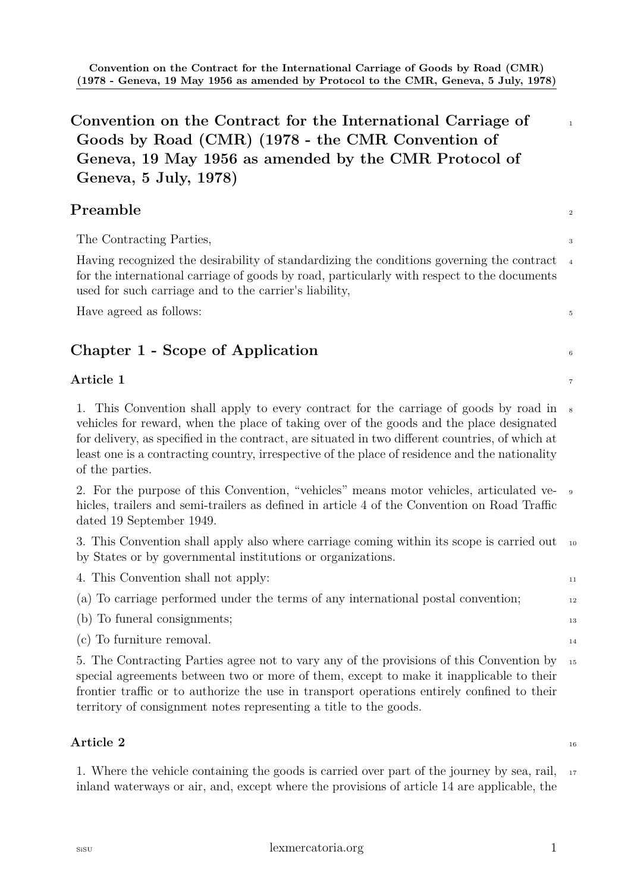# Convention on the Contract for the International Carriage of Goods by Road (CMR) (1978 - the CMR Convention of Geneva, 19 May 1956 as amended by the CMR Protocol of Geneva, 5 July, 1978)

## Preamble

The Contracting Parties,

Having recognized the desirability of standardizing the conditions governing the contract for the international carriage of goods by road, particularly with respect to the documents used for such carriage and to the carrier's liability,

Have agreed as follows:

## Chapter 1 - Scope of Application

### Article 1

1. This Convention shall apply to every contract for the carriage of goods by road in vehicles for reward, when the place of taking over of the goods and the place designated for delivery, as specified in the contract, are situated in two different countries, of which at least one is a contracting country, irrespective of the place of residence and the nationality of the parties.

2. For the purpose of this Convention, "vehicles" means motor vehicles, articulated vehicles, trailers and semi-trailers as defined in article 4 of the Convention on Road Traffic dated 19 September 1949.

3. This Convention shall apply also where carriage coming within its scope is carried out by States or by governmental institutions or organizations.

4. This Convention shall not apply:

(a) To carriage performed under the terms of any international postal convention;

(b) To funeral consignments;

(c) To furniture removal.

5. The Contracting Parties agree not to vary any of the provisions of this Convention by special agreements between two or more of them, except to make it inapplicable to their frontier traffic or to authorize the use in transport operations entirely confined to their territory of consignment notes representing a title to the goods.

### Article 2

1. Where the vehicle containing the goods is carried over part of the journey by sea, rail, inland waterways or air, and, except where the provisions of article 14 are applicable, the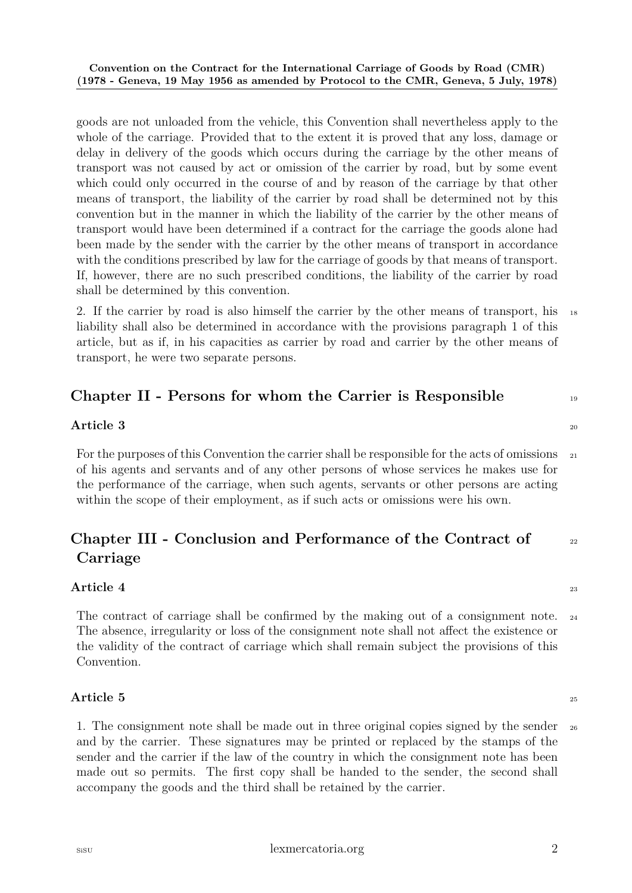goods are not unloaded from the vehicle, this Convention shall nevertheless apply to the whole of the carriage. Provided that to the extent it is proved that any loss, damage or delay in delivery of the goods which occurs during the carriage by the other means of transport was not caused by act or omission of the carrier by road, but by some event which could only occurred in the course of and by reason of the carriage by that other means of transport, the liability of the carrier by road shall be determined not by this convention but in the manner in which the liability of the carrier by the other means of transport would have been determined if a contract for the carriage the goods alone had been made by the sender with the carrier by the other means of transport in accordance with the conditions prescribed by law for the carriage of goods by that means of transport. If, however, there are no such prescribed conditions, the liability of the carrier by road shall be determined by this convention.

2. If the carrier by road is also himself the carrier by the other means of transport, his liability shall also be determined in accordance with the provisions paragraph 1 of this article, but as if, in his capacities as carrier by road and carrier by the other means of transport, he were two separate persons.

## Chapter II - Persons for whom the Carrier is Responsible

### Article 3

For the purposes of this Convention the carrier shall be responsible for the acts of omissions of his agents and servants and of any other persons of whose services he makes use for the performance of the carriage, when such agents, servants or other persons are acting within the scope of their employment, as if such acts or omissions were his own.

## Chapter III - Conclusion and Performance of the Contract of Carriage

### Article 4

The contract of carriage shall be confirmed by the making out of a consignment note. The absence, irregularity or loss of the consignment note shall not affect the existence or the validity of the contract of carriage which shall remain subject the provisions of this Convention.

### Article 5

1. The consignment note shall be made out in three original copies signed by the sender and by the carrier. These signatures may be printed or replaced by the stamps of the sender and the carrier if the law of the country in which the consignment note has been made out so permits. The first copy shall be handed to the sender, the second shall accompany the goods and the third shall be retained by the carrier.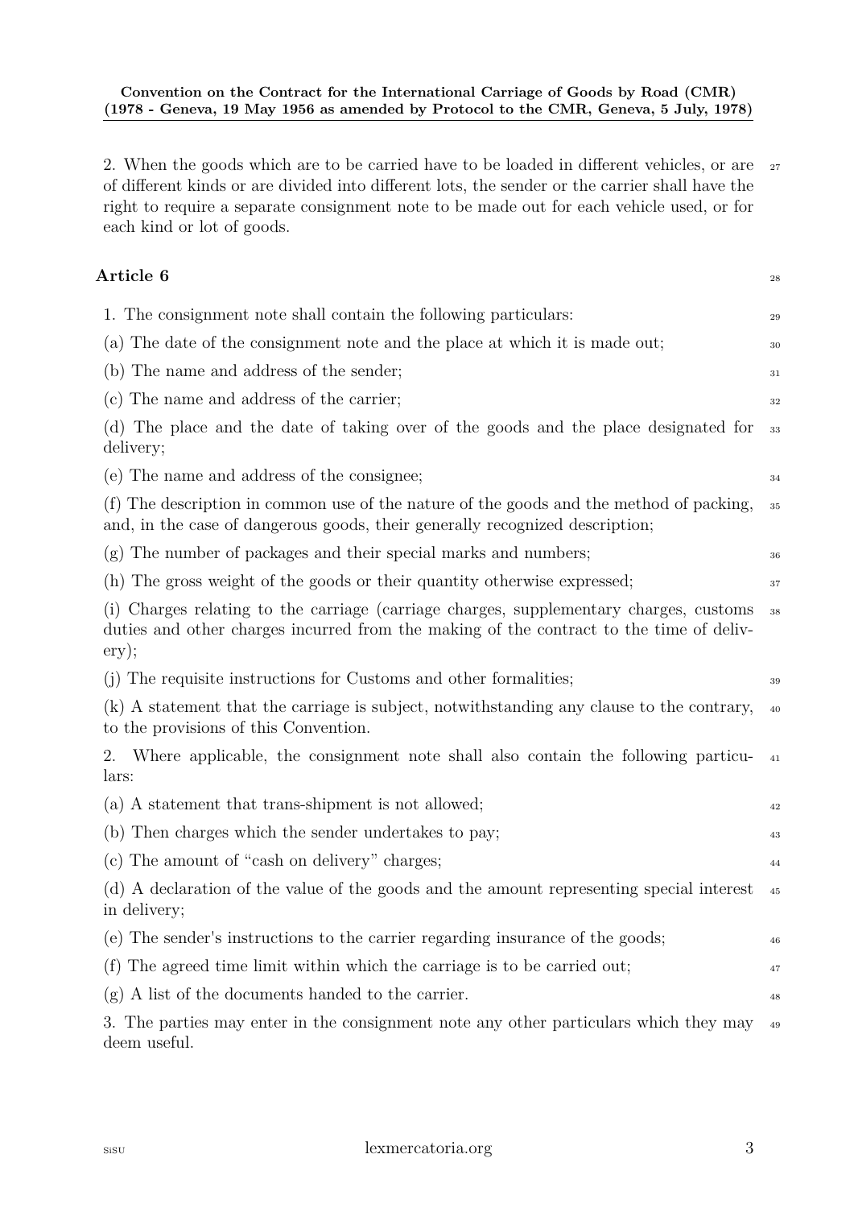2. When the goods which are to be carried have to be loaded in different vehicles, or are of different kinds or are divided into different lots, the sender or the carrier shall have the right to require a separate consignment note to be made out for each vehicle used, or for each kind or lot of goods.

## Article 6

1. The consignment note shall contain the following particulars:

(a) The date of the consignment note and the place at which it is made out;

(b) The name and address of the sender;

(c) The name and address of the carrier;

(d) The place and the date of taking over of the goods and the place designated for delivery;

(e) The name and address of the consignee;

(f) The description in common use of the nature of the goods and the method of packing, and, in the case of dangerous goods, their generally recognized description;

(g) The number of packages and their special marks and numbers;

(h) The gross weight of the goods or their quantity otherwise expressed;

(i) Charges relating to the carriage (carriage charges, supplementary charges, customs duties and other charges incurred from the making of the contract to the time of delivery);

(j) The requisite instructions for Customs and other formalities;

(k) A statement that the carriage is subject, notwithstanding any clause to the contrary, to the provisions of this Convention.

2. Where applicable, the consignment note shall also contain the following particulars:

(a) A statement that trans-shipment is not allowed;

(b) Then charges which the sender undertakes to pay;

(c) The amount of "cash on delivery" charges;

(d) A declaration of the value of the goods and the amount representing special interest in delivery;

(e) The sender's instructions to the carrier regarding insurance of the goods;

(f) The agreed time limit within which the carriage is to be carried out;

(g) A list of the documents handed to the carrier.

3. The parties may enter in the consignment note any other particulars which they may deem useful.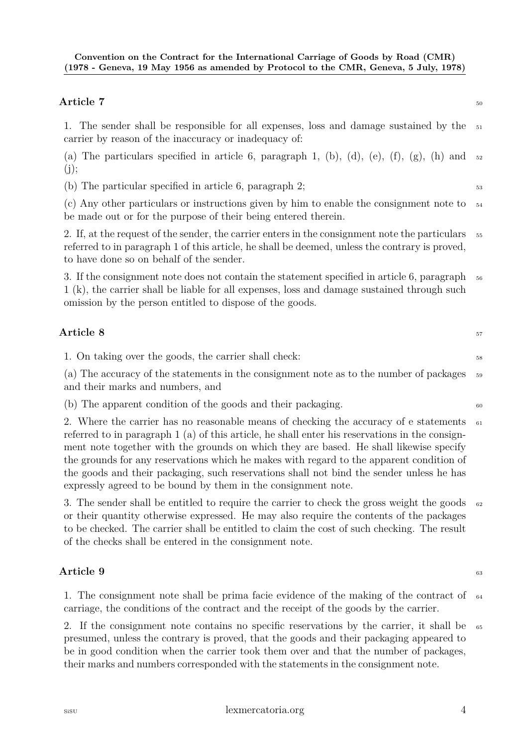## Article 7

1. The sender shall be responsible for all expenses, loss and damage sustained by the carrier by reason of the inaccuracy or inadequacy of:

(a) The particulars specified in article 6, paragraph 1, (b), (d), (e), (f), (g), (h) and (j);

(b) The particular specified in article 6, paragraph 2;

(c) Any other particulars or instructions given by him to enable the consignment note to be made out or for the purpose of their being entered therein.

2. If, at the request of the sender, the carrier enters in the consignment note the particulars referred to in paragraph 1 of this article, he shall be deemed, unless the contrary is proved, to have done so on behalf of the sender.

3. If the consignment note does not contain the statement specified in article 6, paragraph 1 (k), the carrier shall be liable for all expenses, loss and damage sustained through such omission by the person entitled to dispose of the goods.

## Article 8

1. On taking over the goods, the carrier shall check:

(a) The accuracy of the statements in the consignment note as to the number of packages and their marks and numbers, and

(b) The apparent condition of the goods and their packaging.

2. Where the carrier has no reasonable means of checking the accuracy of e statements referred to in paragraph 1 (a) of this article, he shall enter his reservations in the consignment note together with the grounds on which they are based. He shall likewise specify the grounds for any reservations which he makes with regard to the apparent condition of the goods and their packaging, such reservations shall not bind the sender unless he has expressly agreed to be bound by them in the consignment note.

3. The sender shall be entitled to require the carrier to check the gross weight the goods or their quantity otherwise expressed. He may also require the contents of the packages to be checked. The carrier shall be entitled to claim the cost of such checking. The result of the checks shall be entered in the consignment note.

## Article 9

1. The consignment note shall be prima facie evidence of the making of the contract of carriage, the conditions of the contract and the receipt of the goods by the carrier.

2. If the consignment note contains no specific reservations by the carrier, it shall be presumed, unless the contrary is proved, that the goods and their packaging appeared to be in good condition when the carrier took them over and that the number of packages, their marks and numbers corresponded with the statements in the consignment note.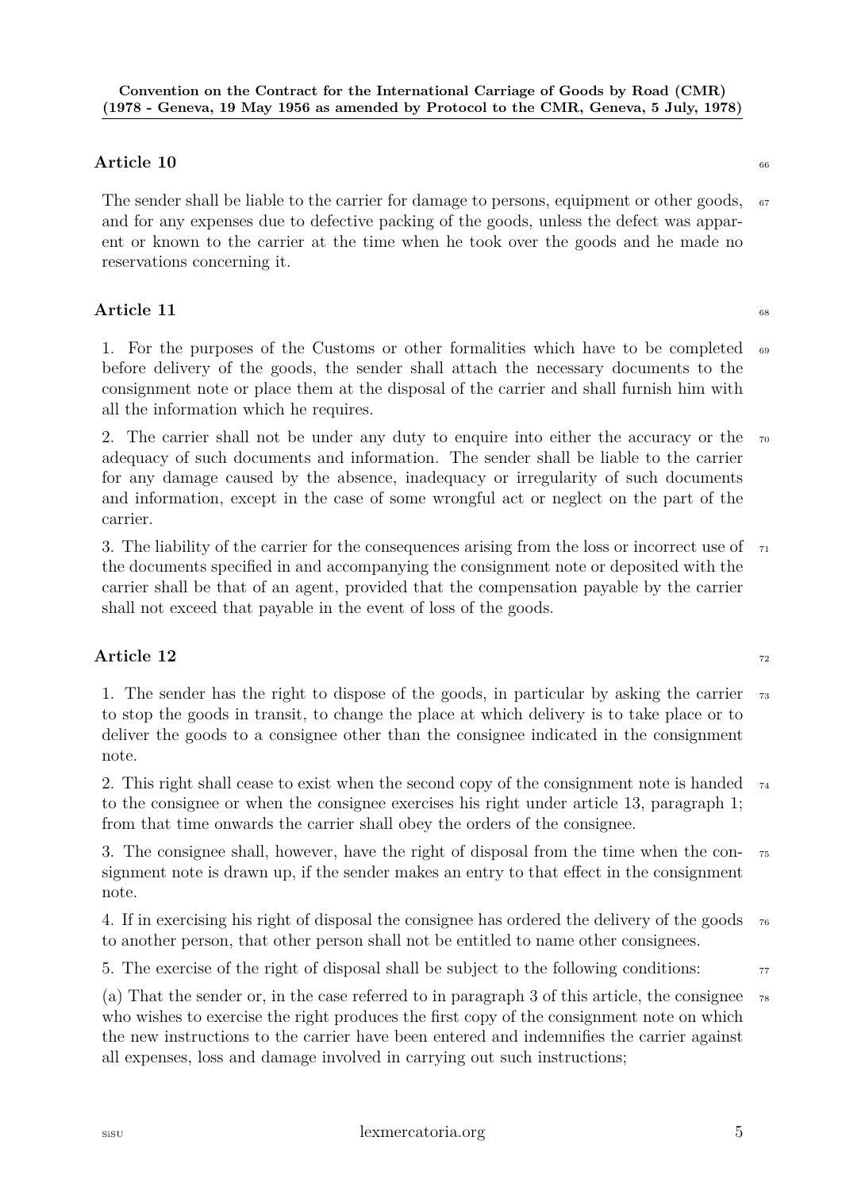## Article 10

The sender shall be liable to the carrier for damage to persons, equipment or other goods, and for any expenses due to defective packing of the goods, unless the defect was apparent or known to the carrier at the time when he took over the goods and he made no reservations concerning it.

## Article 11

1. For the purposes of the Customs or other formalities which have to be completed before delivery of the goods, the sender shall attach the necessary documents to the consignment note or place them at the disposal of the carrier and shall furnish him with all the information which he requires.

2. The carrier shall not be under any duty to enquire into either the accuracy or the adequacy of such documents and information. The sender shall be liable to the carrier for any damage caused by the absence, inadequacy or irregularity of such documents and information, except in the case of some wrongful act or neglect on the part of the carrier.

3. The liability of the carrier for the consequences arising from the loss or incorrect use of the documents specified in and accompanying the consignment note or deposited with the carrier shall be that of an agent, provided that the compensation payable by the carrier shall not exceed that payable in the event of loss of the goods.

## Article 12

1. The sender has the right to dispose of the goods, in particular by asking the carrier to stop the goods in transit, to change the place at which delivery is to take place or to deliver the goods to a consignee other than the consignee indicated in the consignment note.

2. This right shall cease to exist when the second copy of the consignment note is handed to the consignee or when the consignee exercises his right under article 13, paragraph 1; from that time onwards the carrier shall obey the orders of the consignee.

3. The consignee shall, however, have the right of disposal from the time when the consignment note is drawn up, if the sender makes an entry to that effect in the consignment note.

4. If in exercising his right of disposal the consignee has ordered the delivery of the goods to another person, that other person shall not be entitled to name other consignees.

5. The exercise of the right of disposal shall be subject to the following conditions:

(a) That the sender or, in the case referred to in paragraph 3 of this article, the consignee who wishes to exercise the right produces the first copy of the consignment note on which the new instructions to the carrier have been entered and indemnifies the carrier against all expenses, loss and damage involved in carrying out such instructions;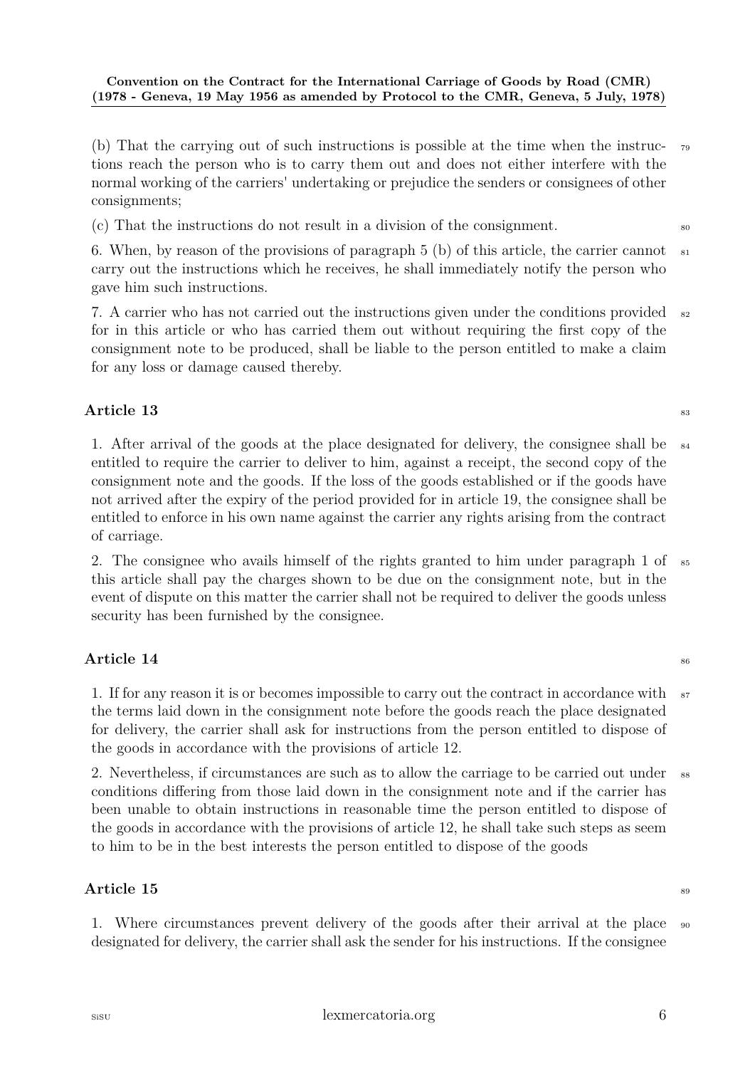(b) That the carrying out of such instructions is possible at the time when the instructions reach the person who is to carry them out and does not either interfere with the normal working of the carriers' undertaking or prejudice the senders or consignees of other consignments;

(c) That the instructions do not result in a division of the consignment.

6. When, by reason of the provisions of paragraph 5 (b) of this article, the carrier cannot carry out the instructions which he receives, he shall immediately notify the person who gave him such instructions.

7. A carrier who has not carried out the instructions given under the conditions provided for in this article or who has carried them out without requiring the first copy of the consignment note to be produced, shall be liable to the person entitled to make a claim for any loss or damage caused thereby.

## Article 13

1. After arrival of the goods at the place designated for delivery, the consignee shall be entitled to require the carrier to deliver to him, against a receipt, the second copy of the consignment note and the goods. If the loss of the goods established or if the goods have not arrived after the expiry of the period provided for in article 19, the consignee shall be entitled to enforce in his own name against the carrier any rights arising from the contract of carriage.

2. The consignee who avails himself of the rights granted to him under paragraph 1 of this article shall pay the charges shown to be due on the consignment note, but in the event of dispute on this matter the carrier shall not be required to deliver the goods unless security has been furnished by the consignee.

## Article 14

1. If for any reason it is or becomes impossible to carry out the contract in accordance with the terms laid down in the consignment note before the goods reach the place designated for delivery, the carrier shall ask for instructions from the person entitled to dispose of the goods in accordance with the provisions of article 12.

2. Nevertheless, if circumstances are such as to allow the carriage to be carried out under conditions differing from those laid down in the consignment note and if the carrier has been unable to obtain instructions in reasonable time the person entitled to dispose of the goods in accordance with the provisions of article 12, he shall take such steps as seem to him to be in the best interests the person entitled to dispose of the goods

## Article 15

1. Where circumstances prevent delivery of the goods after their arrival at the place designated for delivery, the carrier shall ask the sender for his instructions. If the consignee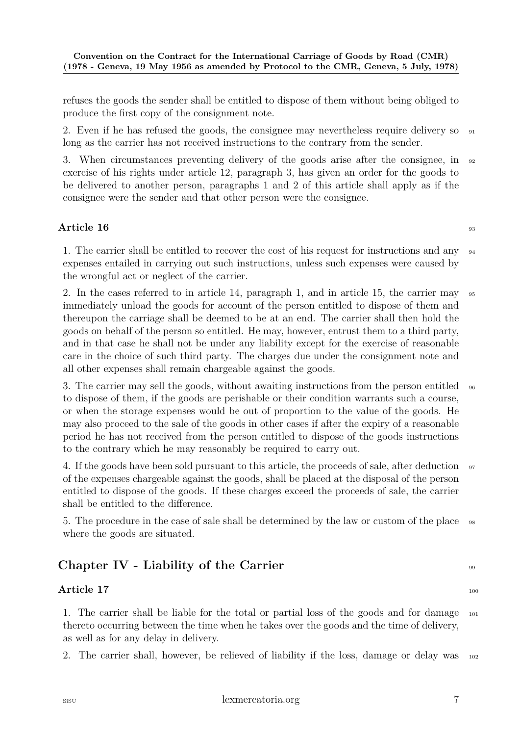refuses the goods the sender shall be entitled to dispose of them without being obliged to produce the first copy of the consignment note.

2. Even if he has refused the goods, the consignee may nevertheless require delivery so long as the carrier has not received instructions to the contrary from the sender.

3. When circumstances preventing delivery of the goods arise after the consignee, in exercise of his rights under article 12, paragraph 3, has given an order for the goods to be delivered to another person, paragraphs 1 and 2 of this article shall apply as if the consignee were the sender and that other person were the consignee.

### Article 16

1. The carrier shall be entitled to recover the cost of his request for instructions and any expenses entailed in carrying out such instructions, unless such expenses were caused by the wrongful act or neglect of the carrier.

2. In the cases referred to in article 14, paragraph 1, and in article 15, the carrier may immediately unload the goods for account of the person entitled to dispose of them and thereupon the carriage shall be deemed to be at an end. The carrier shall then hold the goods on behalf of the person so entitled. He may, however, entrust them to a third party, and in that case he shall not be under any liability except for the exercise of reasonable care in the choice of such third party. The charges due under the consignment note and all other expenses shall remain chargeable against the goods.

3. The carrier may sell the goods, without awaiting instructions from the person entitled to dispose of them, if the goods are perishable or their condition warrants such a course, or when the storage expenses would be out of proportion to the value of the goods. He may also proceed to the sale of the goods in other cases if after the expiry of a reasonable period he has not received from the person entitled to dispose of the goods instructions to the contrary which he may reasonably be required to carry out.

4. If the goods have been sold pursuant to this article, the proceeds of sale, after deduction of the expenses chargeable against the goods, shall be placed at the disposal of the person entitled to dispose of the goods. If these charges exceed the proceeds of sale, the carrier shall be entitled to the difference.

5. The procedure in the case of sale shall be determined by the law or custom of the place where the goods are situated.

## Chapter IV - Liability of the Carrier

### Article 17

1. The carrier shall be liable for the total or partial loss of the goods and for damage thereto occurring between the time when he takes over the goods and the time of delivery, as well as for any delay in delivery.

2. The carrier shall, however, be relieved of liability if the loss, damage or delay was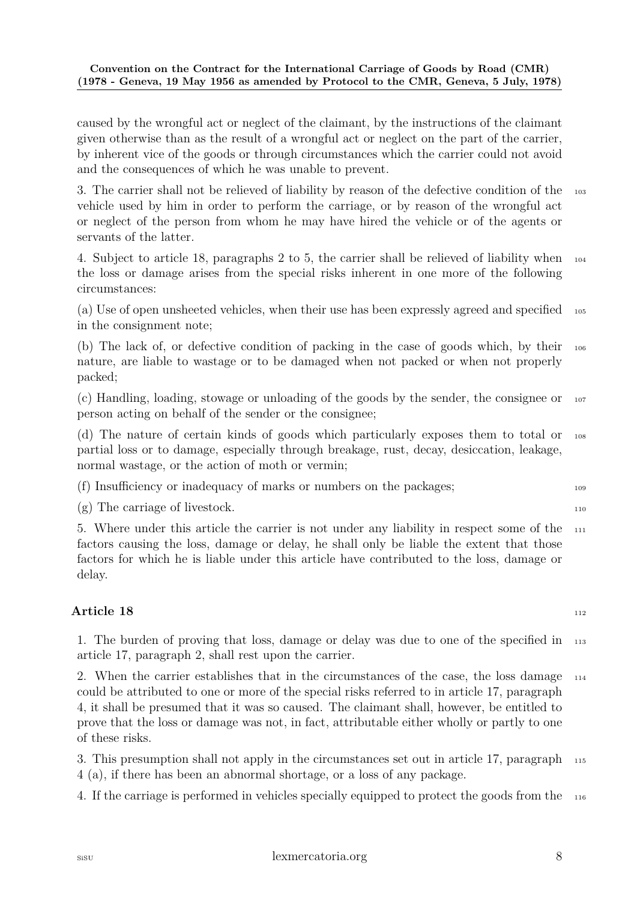caused by the wrongful act or neglect of the claimant, by the instructions of the claimant given otherwise than as the result of a wrongful act or neglect on the part of the carrier, by inherent vice of the goods or through circumstances which the carrier could not avoid and the consequences of which he was unable to prevent.

3. The carrier shall not be relieved of liability by reason of the defective condition of the vehicle used by him in order to perform the carriage, or by reason of the wrongful act or neglect of the person from whom he may have hired the vehicle or of the agents or servants of the latter.

4. Subject to article 18, paragraphs 2 to 5, the carrier shall be relieved of liability when the loss or damage arises from the special risks inherent in one more of the following circumstances:

(a) Use of open unsheeted vehicles, when their use has been expressly agreed and specified in the consignment note;

(b) The lack of, or defective condition of packing in the case of goods which, by their nature, are liable to wastage or to be damaged when not packed or when not properly packed;

(c) Handling, loading, stowage or unloading of the goods by the sender, the consignee or person acting on behalf of the sender or the consignee;

(d) The nature of certain kinds of goods which particularly exposes them to total or partial loss or to damage, especially through breakage, rust, decay, desiccation, leakage, normal wastage, or the action of moth or vermin;

(f) Insufficiency or inadequacy of marks or numbers on the packages;

(g) The carriage of livestock.

5. Where under this article the carrier is not under any liability in respect some of the factors causing the loss, damage or delay, he shall only be liable the extent that those factors for which he is liable under this article have contributed to the loss, damage or delay.

## Article 18

1. The burden of proving that loss, damage or delay was due to one of the specified in article 17, paragraph 2, shall rest upon the carrier.

2. When the carrier establishes that in the circumstances of the case, the loss damage could be attributed to one or more of the special risks referred to in article 17, paragraph 4, it shall be presumed that it was so caused. The claimant shall, however, be entitled to prove that the loss or damage was not, in fact, attributable either wholly or partly to one of these risks.

3. This presumption shall not apply in the circumstances set out in article 17, paragraph 4 (a), if there has been an abnormal shortage, or a loss of any package.

4. If the carriage is performed in vehicles specially equipped to protect the goods from the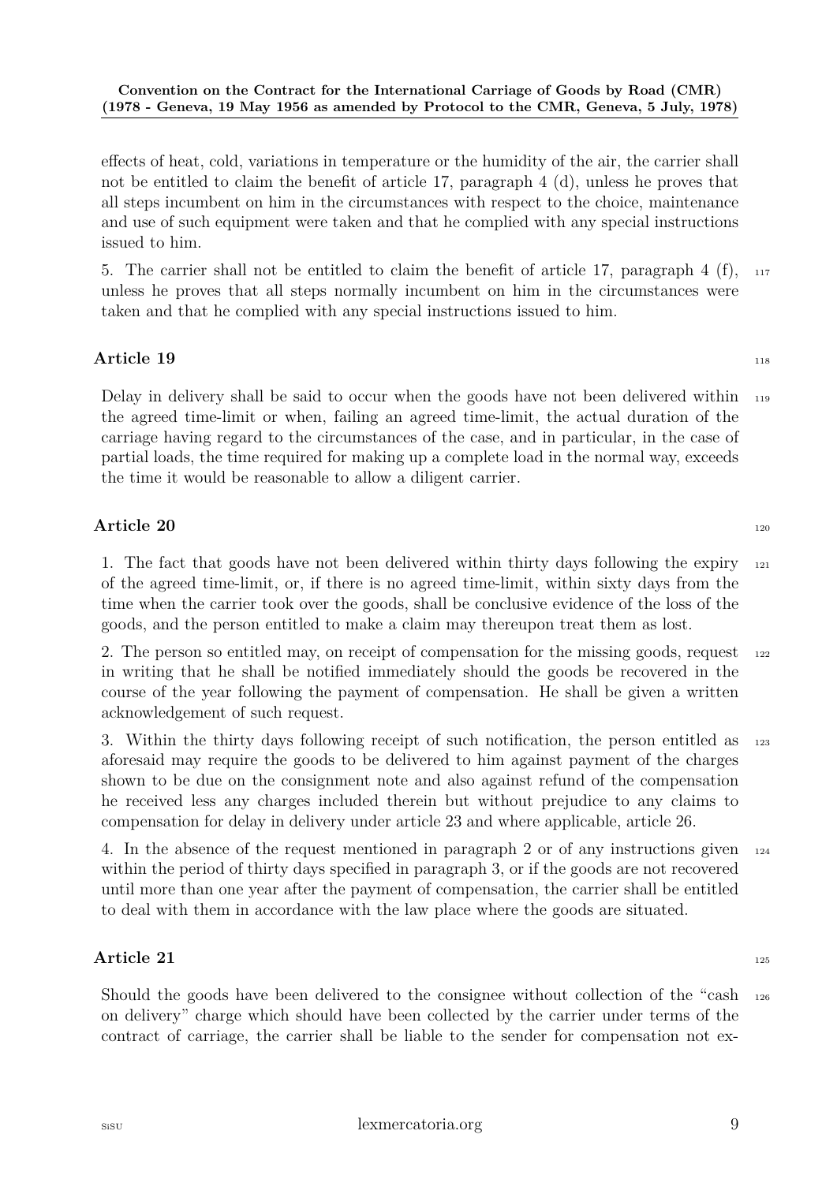effects of heat, cold, variations in temperature or the humidity of the air, the carrier shall not be entitled to claim the benefit of article 17, paragraph 4 (d), unless he proves that all steps incumbent on him in the circumstances with respect to the choice, maintenance and use of such equipment were taken and that he complied with any special instructions issued to him.

5. The carrier shall not be entitled to claim the benefit of article 17, paragraph 4 (f), unless he proves that all steps normally incumbent on him in the circumstances were taken and that he complied with any special instructions issued to him.

## Article 19

Delay in delivery shall be said to occur when the goods have not been delivered within the agreed time-limit or when, failing an agreed time-limit, the actual duration of the carriage having regard to the circumstances of the case, and in particular, in the case of partial loads, the time required for making up a complete load in the normal way, exceeds the time it would be reasonable to allow a diligent carrier.

## Article 20

1. The fact that goods have not been delivered within thirty days following the expiry of the agreed time-limit, or, if there is no agreed time-limit, within sixty days from the time when the carrier took over the goods, shall be conclusive evidence of the loss of the goods, and the person entitled to make a claim may thereupon treat them as lost.

2. The person so entitled may, on receipt of compensation for the missing goods, request in writing that he shall be notified immediately should the goods be recovered in the course of the year following the payment of compensation. He shall be given a written acknowledgement of such request.

3. Within the thirty days following receipt of such notification, the person entitled as aforesaid may require the goods to be delivered to him against payment of the charges shown to be due on the consignment note and also against refund of the compensation he received less any charges included therein but without prejudice to any claims to compensation for delay in delivery under article 23 and where applicable, article 26.

4. In the absence of the request mentioned in paragraph 2 or of any instructions given within the period of thirty days specified in paragraph 3, or if the goods are not recovered until more than one year after the payment of compensation, the carrier shall be entitled to deal with them in accordance with the law place where the goods are situated.

## Article 21

Should the goods have been delivered to the consignee without collection of the "cash on delivery" charge which should have been collected by the carrier under terms of the contract of carriage, the carrier shall be liable to the sender for compensation not ex-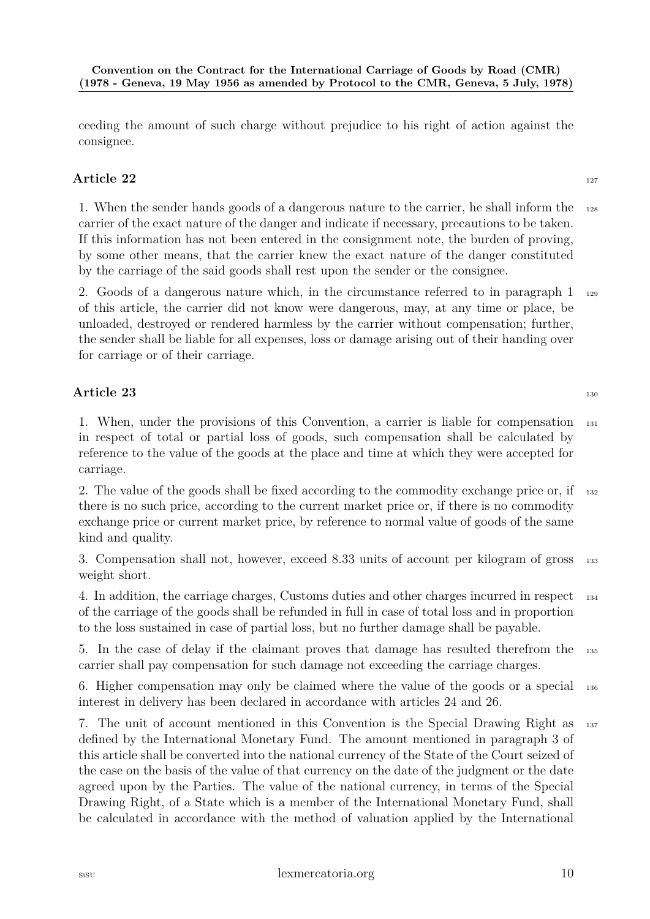ceeding the amount of such charge without prejudice to his right of action against the consignee.

## Article 22

1. When the sender hands goods of a dangerous nature to the carrier, he shall inform the carrier of the exact nature of the danger and indicate if necessary, precautions to be taken. If this information has not been entered in the consignment note, the burden of proving, by some other means, that the carrier knew the exact nature of the danger constituted by the carriage of the said goods shall rest upon the sender or the consignee.

2. Goods of a dangerous nature which, in the circumstance referred to in paragraph 1 of this article, the carrier did not know were dangerous, may, at any time or place, be unloaded, destroyed or rendered harmless by the carrier without compensation; further, the sender shall be liable for all expenses, loss or damage arising out of their handing over for carriage or of their carriage.

## Article 23

1. When, under the provisions of this Convention, a carrier is liable for compensation in respect of total or partial loss of goods, such compensation shall be calculated by reference to the value of the goods at the place and time at which they were accepted for carriage.

2. The value of the goods shall be fixed according to the commodity exchange price or, if there is no such price, according to the current market price or, if there is no commodity exchange price or current market price, by reference to normal value of goods of the same kind and quality.

3. Compensation shall not, however, exceed 8.33 units of account per kilogram of gross weight short.

4. In addition, the carriage charges, Customs duties and other charges incurred in respect of the carriage of the goods shall be refunded in full in case of total loss and in proportion to the loss sustained in case of partial loss, but no further damage shall be payable.

5. In the case of delay if the claimant proves that damage has resulted therefrom the carrier shall pay compensation for such damage not exceeding the carriage charges.

6. Higher compensation may only be claimed where the value of the goods or a special interest in delivery has been declared in accordance with articles 24 and 26.

7. The unit of account mentioned in this Convention is the Special Drawing Right as defined by the International Monetary Fund. The amount mentioned in paragraph 3 of this article shall be converted into the national currency of the State of the Court seized of the case on the basis of the value of that currency on the date of the judgment or the date agreed upon by the Parties. The value of the national currency, in terms of the Special Drawing Right, of a State which is a member of the International Monetary Fund, shall be calculated in accordance with the method of valuation applied by the International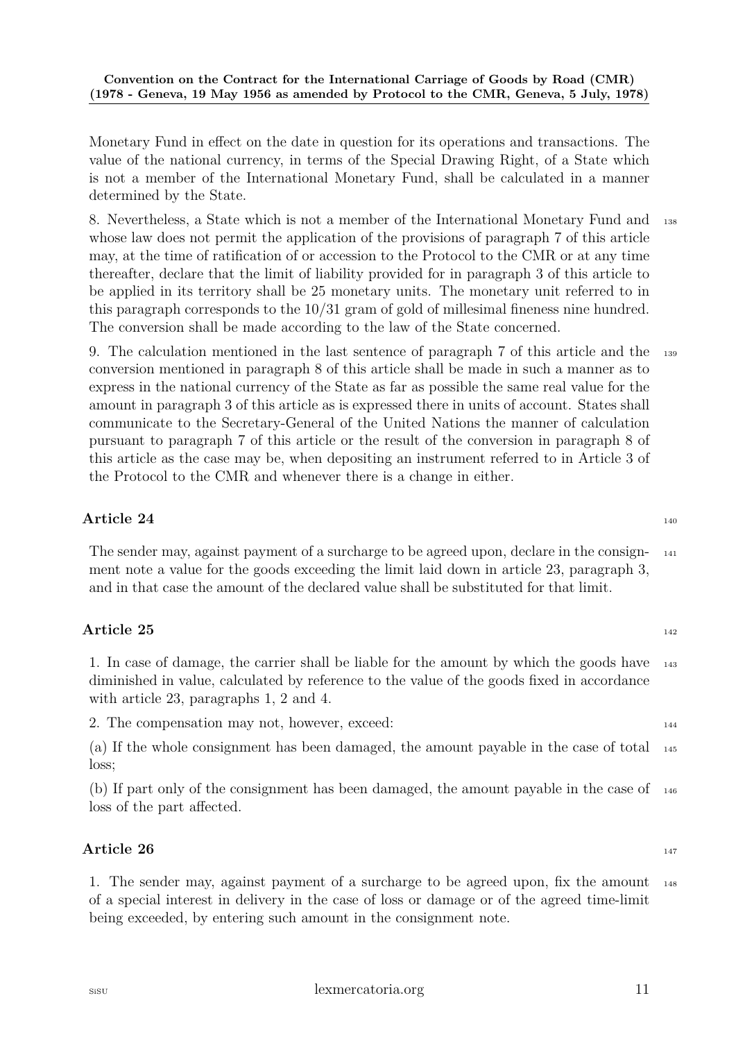Monetary Fund in effect on the date in question for its operations and transactions. The value of the national currency, in terms of the Special Drawing Right, of a State which is not a member of the International Monetary Fund, shall be calculated in a manner determined by the State.

8. Nevertheless, a State which is not a member of the International Monetary Fund and whose law does not permit the application of the provisions of paragraph 7 of this article may, at the time of ratification of or accession to the Protocol to the CMR or at any time thereafter, declare that the limit of liability provided for in paragraph 3 of this article to be applied in its territory shall be 25 monetary units. The monetary unit referred to in this paragraph corresponds to the 10/31 gram of gold of millesimal fineness nine hundred. The conversion shall be made according to the law of the State concerned.

9. The calculation mentioned in the last sentence of paragraph 7 of this article and the conversion mentioned in paragraph 8 of this article shall be made in such a manner as to express in the national currency of the State as far as possible the same real value for the amount in paragraph 3 of this article as is expressed there in units of account. States shall communicate to the Secretary-General of the United Nations the manner of calculation pursuant to paragraph 7 of this article or the result of the conversion in paragraph 8 of this article as the case may be, when depositing an instrument referred to in Article 3 of the Protocol to the CMR and whenever there is a change in either.

## Article 24

The sender may, against payment of a surcharge to be agreed upon, declare in the consignment note a value for the goods exceeding the limit laid down in article 23, paragraph 3, and in that case the amount of the declared value shall be substituted for that limit.

## Article 25

1. In case of damage, the carrier shall be liable for the amount by which the goods have diminished in value, calculated by reference to the value of the goods fixed in accordance with article 23, paragraphs 1, 2 and 4.

2. The compensation may not, however, exceed:

(a) If the whole consignment has been damaged, the amount payable in the case of total loss;

(b) If part only of the consignment has been damaged, the amount payable in the case of loss of the part affected.

## Article 26

1. The sender may, against payment of a surcharge to be agreed upon, fix the amount of a special interest in delivery in the case of loss or damage or of the agreed time-limit being exceeded, by entering such amount in the consignment note.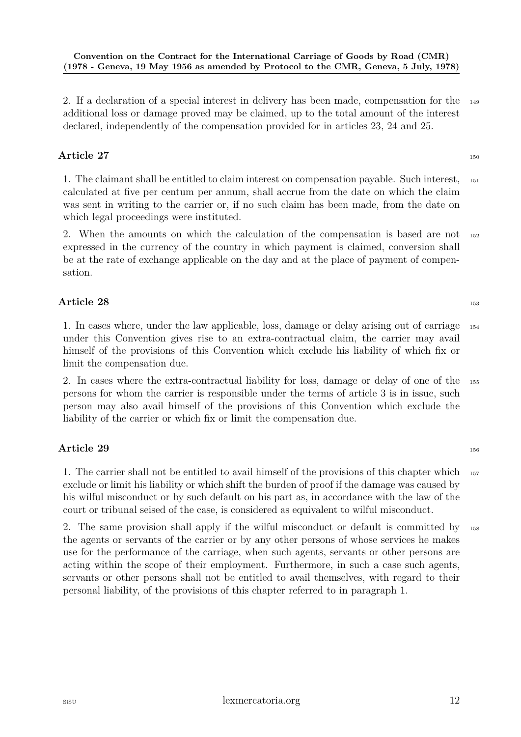2. If a declaration of a special interest in delivery has been made, compensation for the additional loss or damage proved may be claimed, up to the total amount of the interest declared, independently of the compensation provided for in articles 23, 24 and 25.

## Article 27

1. The claimant shall be entitled to claim interest on compensation payable. Such interest, calculated at five per centum per annum, shall accrue from the date on which the claim was sent in writing to the carrier or, if no such claim has been made, from the date on which legal proceedings were instituted.

2. When the amounts on which the calculation of the compensation is based are not expressed in the currency of the country in which payment is claimed, conversion shall be at the rate of exchange applicable on the day and at the place of payment of compensation.

## Article 28

1. In cases where, under the law applicable, loss, damage or delay arising out of carriage under this Convention gives rise to an extra-contractual claim, the carrier may avail himself of the provisions of this Convention which exclude his liability of which fix or limit the compensation due.

2. In cases where the extra-contractual liability for loss, damage or delay of one of the persons for whom the carrier is responsible under the terms of article 3 is in issue, such person may also avail himself of the provisions of this Convention which exclude the liability of the carrier or which fix or limit the compensation due.

## Article 29

1. The carrier shall not be entitled to avail himself of the provisions of this chapter which exclude or limit his liability or which shift the burden of proof if the damage was caused by his wilful misconduct or by such default on his part as, in accordance with the law of the court or tribunal seised of the case, is considered as equivalent to wilful misconduct.

2. The same provision shall apply if the wilful misconduct or default is committed by the agents or servants of the carrier or by any other persons of whose services he makes use for the performance of the carriage, when such agents, servants or other persons are acting within the scope of their employment. Furthermore, in such a case such agents, servants or other persons shall not be entitled to avail themselves, with regard to their personal liability, of the provisions of this chapter referred to in paragraph 1.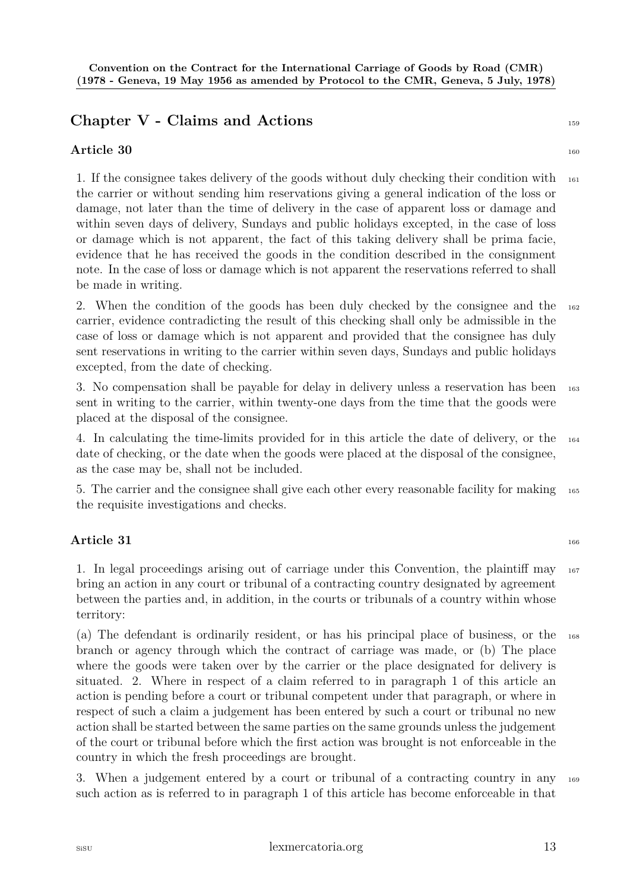## Chapter V - Claims and Actions

### Article 30

1. If the consignee takes delivery of the goods without duly checking their condition with the carrier or without sending him reservations giving a general indication of the loss or damage, not later than the time of delivery in the case of apparent loss or damage and within seven days of delivery, Sundays and public holidays excepted, in the case of loss or damage which is not apparent, the fact of this taking delivery shall be prima facie, evidence that he has received the goods in the condition described in the consignment note. In the case of loss or damage which is not apparent the reservations referred to shall be made in writing.

2. When the condition of the goods has been duly checked by the consignee and the carrier, evidence contradicting the result of this checking shall only be admissible in the case of loss or damage which is not apparent and provided that the consignee has duly sent reservations in writing to the carrier within seven days, Sundays and public holidays excepted, from the date of checking.

3. No compensation shall be payable for delay in delivery unless a reservation has been sent in writing to the carrier, within twenty-one days from the time that the goods were placed at the disposal of the consignee.

4. In calculating the time-limits provided for in this article the date of delivery, or the date of checking, or the date when the goods were placed at the disposal of the consignee, as the case may be, shall not be included.

5. The carrier and the consignee shall give each other every reasonable facility for making the requisite investigations and checks.

### Article 31

1. In legal proceedings arising out of carriage under this Convention, the plaintiff may bring an action in any court or tribunal of a contracting country designated by agreement between the parties and, in addition, in the courts or tribunals of a country within whose territory:

(a) The defendant is ordinarily resident, or has his principal place of business, or the branch or agency through which the contract of carriage was made, or (b) The place where the goods were taken over by the carrier or the place designated for delivery is situated. 2. Where in respect of a claim referred to in paragraph 1 of this article an action is pending before a court or tribunal competent under that paragraph, or where in respect of such a claim a judgement has been entered by such a court or tribunal no new action shall be started between the same parties on the same grounds unless the judgement of the court or tribunal before which the first action was brought is not enforceable in the country in which the fresh proceedings are brought.

3. When a judgement entered by a court or tribunal of a contracting country in any such action as is referred to in paragraph 1 of this article has become enforceable in that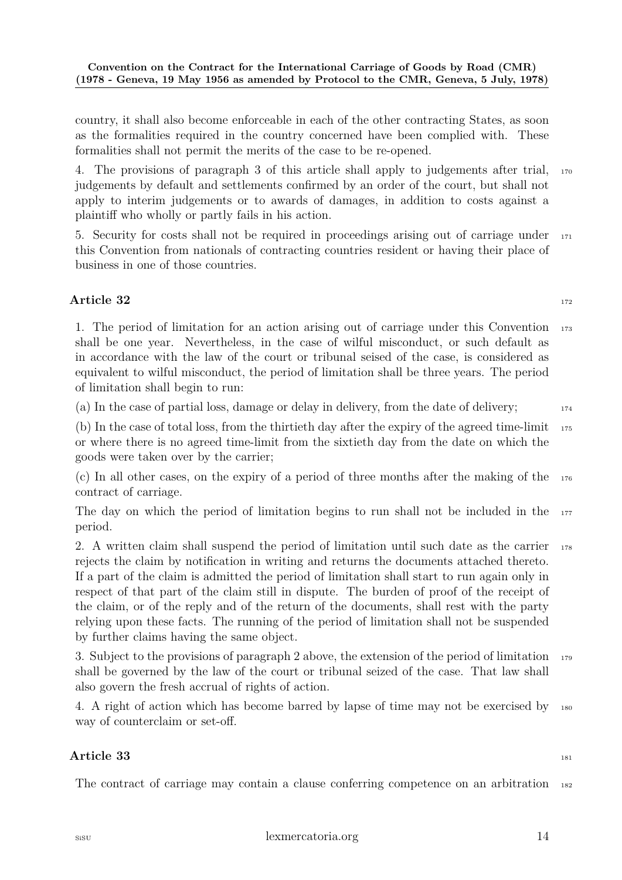country, it shall also become enforceable in each of the other contracting States, as soon as the formalities required in the country concerned have been complied with. These formalities shall not permit the merits of the case to be re-opened.

4. The provisions of paragraph 3 of this article shall apply to judgements after trial, judgements by default and settlements confirmed by an order of the court, but shall not apply to interim judgements or to awards of damages, in addition to costs against a plaintiff who wholly or partly fails in his action.

5. Security for costs shall not be required in proceedings arising out of carriage under this Convention from nationals of contracting countries resident or having their place of business in one of those countries.

## Article 32

1. The period of limitation for an action arising out of carriage under this Convention shall be one year. Nevertheless, in the case of wilful misconduct, or such default as in accordance with the law of the court or tribunal seised of the case, is considered as equivalent to wilful misconduct, the period of limitation shall be three years. The period of limitation shall begin to run:

(a) In the case of partial loss, damage or delay in delivery, from the date of delivery;

(b) In the case of total loss, from the thirtieth day after the expiry of the agreed time-limit or where there is no agreed time-limit from the sixtieth day from the date on which the goods were taken over by the carrier;

(c) In all other cases, on the expiry of a period of three months after the making of the contract of carriage.

The day on which the period of limitation begins to run shall not be included in the period.

2. A written claim shall suspend the period of limitation until such date as the carrier rejects the claim by notification in writing and returns the documents attached thereto. If a part of the claim is admitted the period of limitation shall start to run again only in respect of that part of the claim still in dispute. The burden of proof of the receipt of the claim, or of the reply and of the return of the documents, shall rest with the party relying upon these facts. The running of the period of limitation shall not be suspended by further claims having the same object.

3. Subject to the provisions of paragraph 2 above, the extension of the period of limitation shall be governed by the law of the court or tribunal seized of the case. That law shall also govern the fresh accrual of rights of action.

4. A right of action which has become barred by lapse of time may not be exercised by way of counterclaim or set-off.

## Article 33

The contract of carriage may contain a clause conferring competence on an arbitration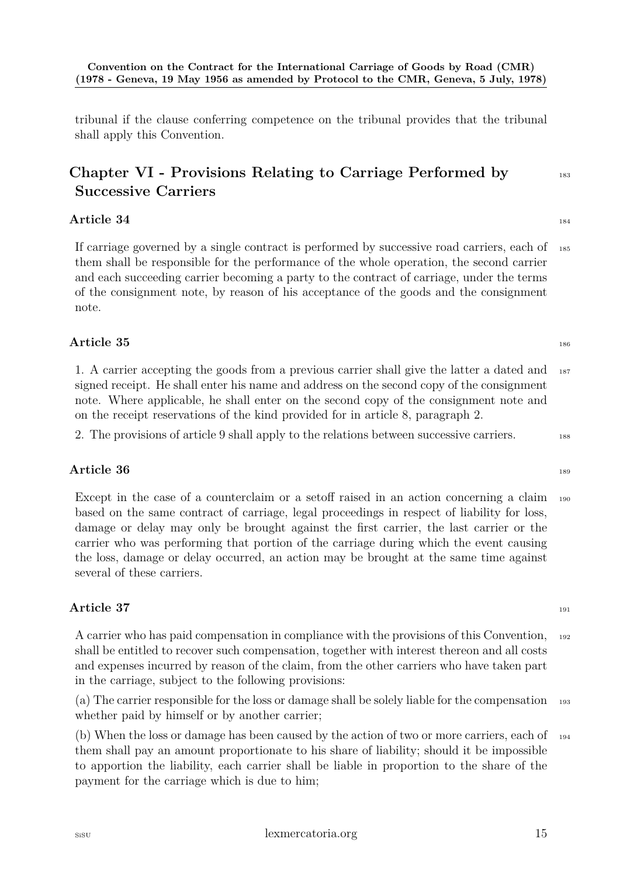tribunal if the clause conferring competence on the tribunal provides that the tribunal shall apply this Convention.

## Chapter VI - Provisions Relating to Carriage Performed by Successive Carriers

### Article 34

If carriage governed by a single contract is performed by successive road carriers, each of them shall be responsible for the performance of the whole operation, the second carrier and each succeeding carrier becoming a party to the contract of carriage, under the terms of the consignment note, by reason of his acceptance of the goods and the consignment note.

### Article 35

1. A carrier accepting the goods from a previous carrier shall give the latter a dated and signed receipt. He shall enter his name and address on the second copy of the consignment note. Where applicable, he shall enter on the second copy of the consignment note and on the receipt reservations of the kind provided for in article 8, paragraph 2.

2. The provisions of article 9 shall apply to the relations between successive carriers.

### Article 36

Except in the case of a counterclaim or a setoff raised in an action concerning a claim based on the same contract of carriage, legal proceedings in respect of liability for loss, damage or delay may only be brought against the first carrier, the last carrier or the carrier who was performing that portion of the carriage during which the event causing the loss, damage or delay occurred, an action may be brought at the same time against several of these carriers.

### Article 37

A carrier who has paid compensation in compliance with the provisions of this Convention, shall be entitled to recover such compensation, together with interest thereon and all costs and expenses incurred by reason of the claim, from the other carriers who have taken part in the carriage, subject to the following provisions:

(a) The carrier responsible for the loss or damage shall be solely liable for the compensation whether paid by himself or by another carrier;

(b) When the loss or damage has been caused by the action of two or more carriers, each of them shall pay an amount proportionate to his share of liability; should it be impossible to apportion the liability, each carrier shall be liable in proportion to the share of the payment for the carriage which is due to him;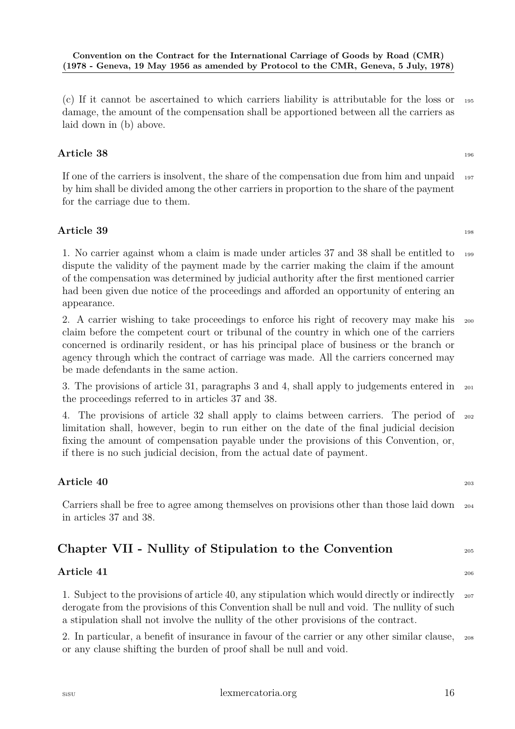(c) If it cannot be ascertained to which carriers liability is attributable for the loss or damage, the amount of the compensation shall be apportioned between all the carriers as laid down in (b) above.

### Article 38

If one of the carriers is insolvent, the share of the compensation due from him and unpaid by him shall be divided among the other carriers in proportion to the share of the payment for the carriage due to them.

### Article 39

1. No carrier against whom a claim is made under articles 37 and 38 shall be entitled to dispute the validity of the payment made by the carrier making the claim if the amount of the compensation was determined by judicial authority after the first mentioned carrier had been given due notice of the proceedings and afforded an opportunity of entering an appearance.

2. A carrier wishing to take proceedings to enforce his right of recovery may make his claim before the competent court or tribunal of the country in which one of the carriers concerned is ordinarily resident, or has his principal place of business or the branch or agency through which the contract of carriage was made. All the carriers concerned may be made defendants in the same action.

3. The provisions of article 31, paragraphs 3 and 4, shall apply to judgements entered in the proceedings referred to in articles 37 and 38.

4. The provisions of article 32 shall apply to claims between carriers. The period of limitation shall, however, begin to run either on the date of the final judicial decision fixing the amount of compensation payable under the provisions of this Convention, or, if there is no such judicial decision, from the actual date of payment.

### Article 40

Carriers shall be free to agree among themselves on provisions other than those laid down in articles 37 and 38.

## Chapter VII - Nullity of Stipulation to the Convention

### Article 41

1. Subject to the provisions of article 40, any stipulation which would directly or indirectly derogate from the provisions of this Convention shall be null and void. The nullity of such a stipulation shall not involve the nullity of the other provisions of the contract.

2. In particular, a benefit of insurance in favour of the carrier or any other similar clause, or any clause shifting the burden of proof shall be null and void.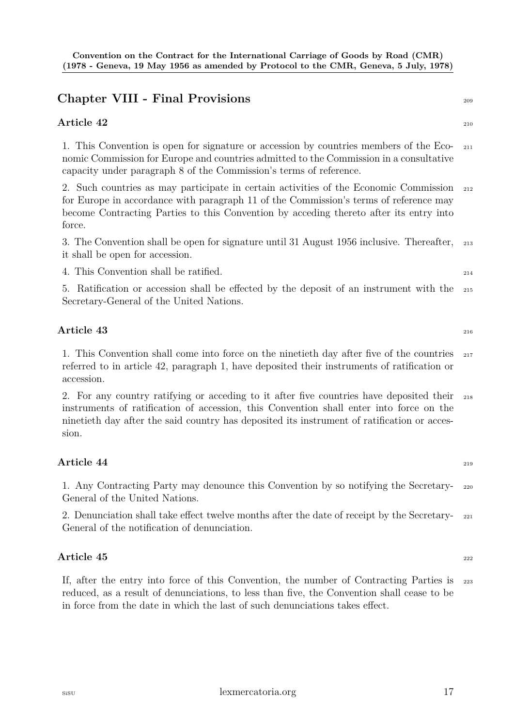## Chapter VIII - Final Provisions

### Article 42

1. This Convention is open for signature or accession by countries members of the Economic Commission for Europe and countries admitted to the Commission in a consultative capacity under paragraph 8 of the Commission's terms of reference.

2. Such countries as may participate in certain activities of the Economic Commission for Europe in accordance with paragraph 11 of the Commission's terms of reference may become Contracting Parties to this Convention by acceding thereto after its entry into force.

3. The Convention shall be open for signature until 31 August 1956 inclusive. Thereafter, it shall be open for accession.

4. This Convention shall be ratified.

5. Ratification or accession shall be effected by the deposit of an instrument with the Secretary-General of the United Nations.

### Article 43

1. This Convention shall come into force on the ninetieth day after five of the countries referred to in article 42, paragraph 1, have deposited their instruments of ratification or accession.

2. For any country ratifying or acceding to it after five countries have deposited their instruments of ratification of accession, this Convention shall enter into force on the ninetieth day after the said country has deposited its instrument of ratification or accession.

### Article 44

1. Any Contracting Party may denounce this Convention by so notifying the Secretary-General of the United Nations.

2. Denunciation shall take effect twelve months after the date of receipt by the Secretary-General of the notification of denunciation.

### Article 45

If, after the entry into force of this Convention, the number of Contracting Parties is reduced, as a result of denunciations, to less than five, the Convention shall cease to be in force from the date in which the last of such denunciations takes effect.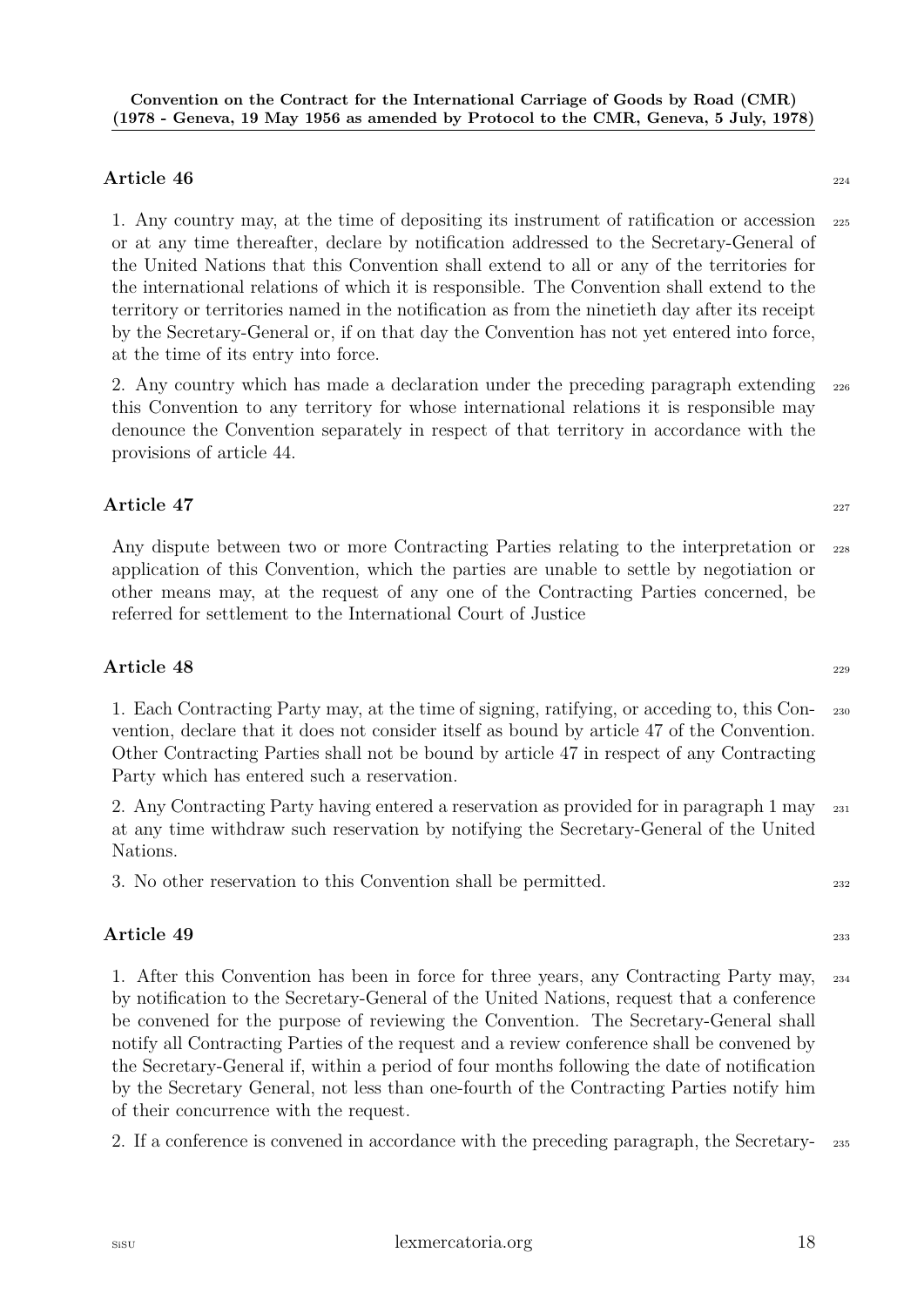## Article 46

1. Any country may, at the time of depositing its instrument of ratification or accession or at any time thereafter, declare by notification addressed to the Secretary-General of the United Nations that this Convention shall extend to all or any of the territories for the international relations of which it is responsible. The Convention shall extend to the territory or territories named in the notification as from the ninetieth day after its receipt by the Secretary-General or, if on that day the Convention has not yet entered into force, at the time of its entry into force.

2. Any country which has made a declaration under the preceding paragraph extending this Convention to any territory for whose international relations it is responsible may denounce the Convention separately in respect of that territory in accordance with the provisions of article 44.

## Article 47

Any dispute between two or more Contracting Parties relating to the interpretation or application of this Convention, which the parties are unable to settle by negotiation or other means may, at the request of any one of the Contracting Parties concerned, be referred for settlement to the International Court of Justice

## Article 48

1. Each Contracting Party may, at the time of signing, ratifying, or acceding to, this Convention, declare that it does not consider itself as bound by article 47 of the Convention. Other Contracting Parties shall not be bound by article 47 in respect of any Contracting Party which has entered such a reservation.

2. Any Contracting Party having entered a reservation as provided for in paragraph 1 may at any time withdraw such reservation by notifying the Secretary-General of the United Nations.

3. No other reservation to this Convention shall be permitted.

## Article 49

1. After this Convention has been in force for three years, any Contracting Party may, by notification to the Secretary-General of the United Nations, request that a conference be convened for the purpose of reviewing the Convention. The Secretary-General shall notify all Contracting Parties of the request and a review conference shall be convened by the Secretary-General if, within a period of four months following the date of notification by the Secretary General, not less than one-fourth of the Contracting Parties notify him of their concurrence with the request.

2. If a conference is convened in accordance with the preceding paragraph, the Secretary-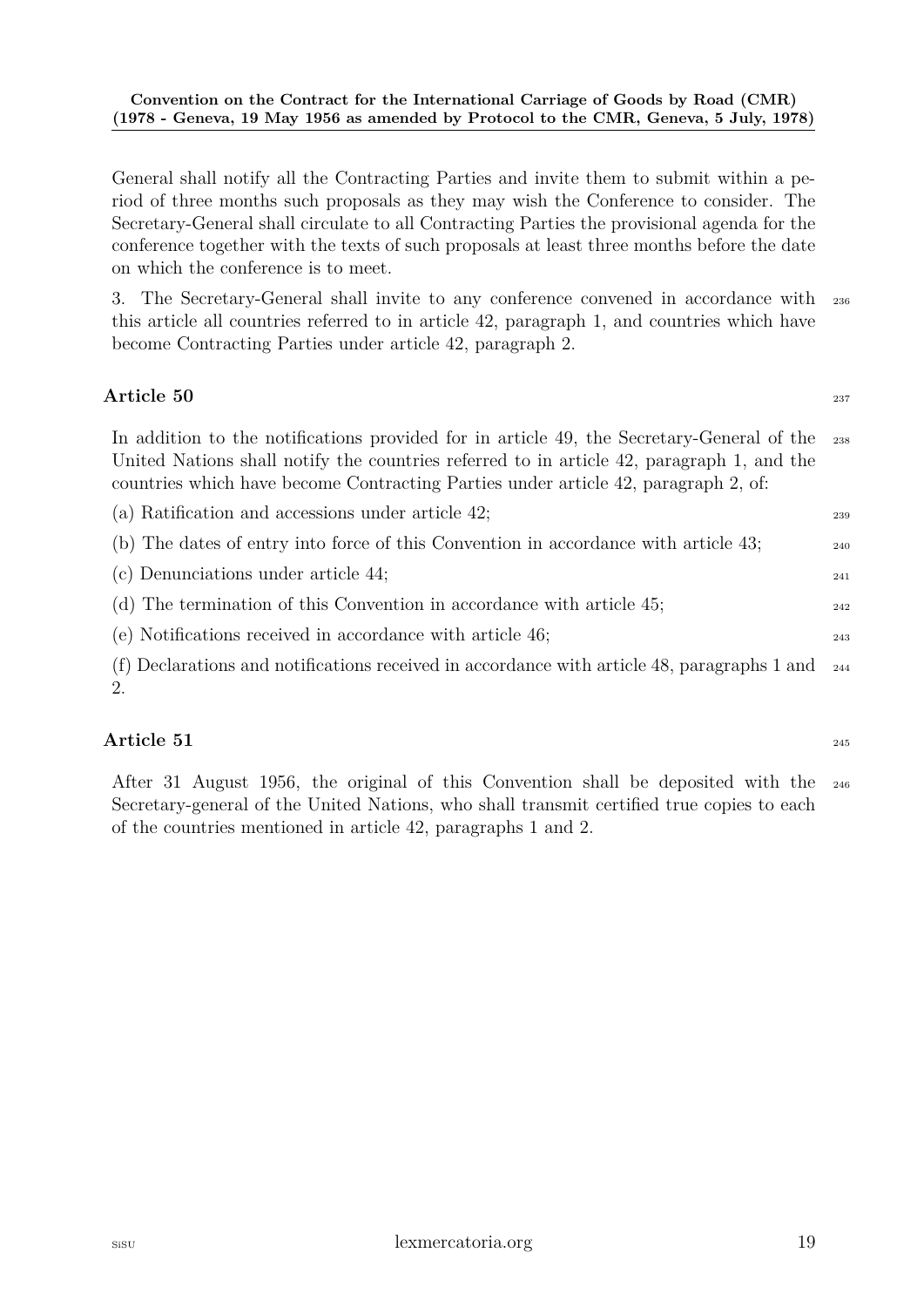General shall notify all the Contracting Parties and invite them to submit within a period of three months such proposals as they may wish the Conference to consider. The Secretary-General shall circulate to all Contracting Parties the provisional agenda for the conference together with the texts of such proposals at least three months before the date on which the conference is to meet.

3. The Secretary-General shall invite to any conference convened in accordance with this article all countries referred to in article 42, paragraph 1, and countries which have become Contracting Parties under article 42, paragraph 2.

### Article 50

In addition to the notifications provided for in article 49, the Secretary-General of the United Nations shall notify the countries referred to in article 42, paragraph 1, and the countries which have become Contracting Parties under article 42, paragraph 2, of:

(a) Ratification and accessions under article 42;

(b) The dates of entry into force of this Convention in accordance with article 43;

(c) Denunciations under article 44;

(d) The termination of this Convention in accordance with article 45;

(e) Notifications received in accordance with article 46;

(f) Declarations and notifications received in accordance with article 48, paragraphs 1 and 2.

### Article 51

After 31 August 1956, the original of this Convention shall be deposited with the Secretary-general of the United Nations, who shall transmit certified true copies to each of the countries mentioned in article 42, paragraphs 1 and 2.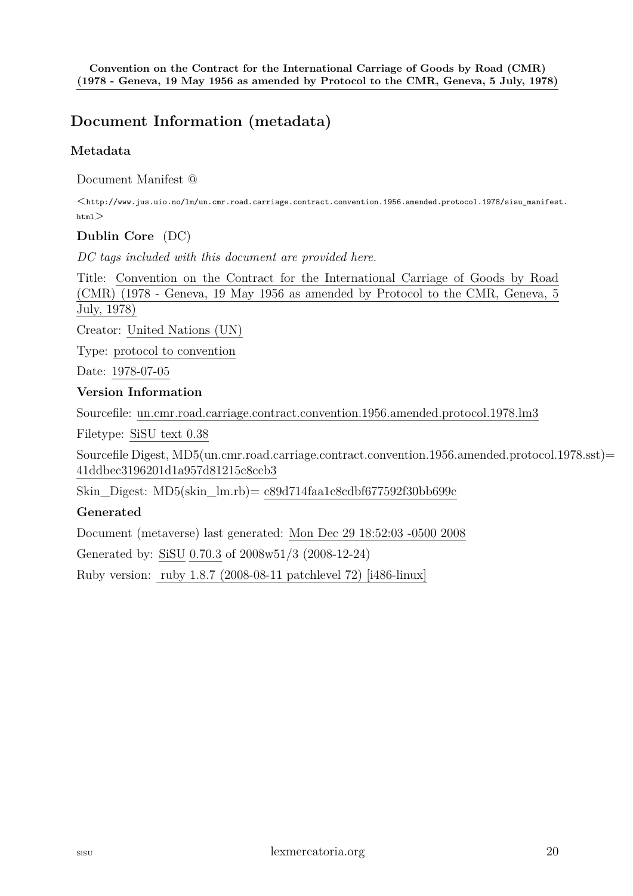## Document Information (metadata)

### Metadata

Document Manifest @

<http://www.jus.uio.no/lm/un.cmr.road.carriage.contract.convention.1956.amended.protocol.1978/sisu_manifest.html>

**Dublin Core** (DC)

*DC tags included with this document are provided here.*

Title: Convention on the Contract for the International Carriage of Goods by Road (CMR) (1978 - Geneva, 19 May 1956 as amended by Protocol to the CMR, Geneva, 5 July, 1978)

Creator: United Nations (UN)

Type: protocol to convention

Date: 1978-07-05

**Version Information**

Sourcefile: un.cmr.road.carriage.contract.convention.1956.amended.protocol.1978.lm3

Filetype: SiSU text 0.38

Sourcefile Digest, MD5(un.cmr.road.carriage.contract.convention.1956.amended.protocol.1978.sst)= 41ddbec3196201d1a957d81215c8ccb3

Skin_Digest: MD5(skin_lm.rb)= c89d714faa1c8cdbf677592f30bb699c

**Generated**

Document (metaverse) last generated: Mon Dec 29 18:52:03 -0500 2008

Generated by: SiSU 0.70.3 of 2008w51/3 (2008-12-24)

Ruby version: ruby 1.8.7 (2008-08-11 patchlevel 72) [i486-linux]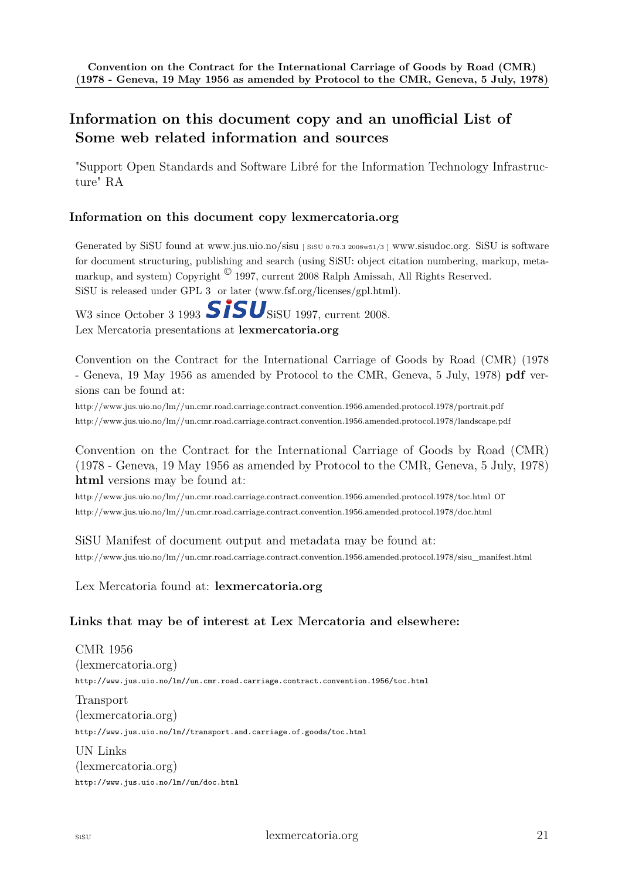# Information on this document copy and an unofficial List of Some web related information and sources

"Support Open Standards and Software Libré for the Information Technology Infrastructure" RA

## Information on this document copy lexmercatoria.org

Generated by SiSU found at www.jus.uio.no/sisu [ SiSU 0.70.3 2008w51/3 ] www.sisudoc.org. SiSU is software for document structuring, publishing and search (using SiSU: object citation numbering, markup, meta-markup, and system) Copyright © 1997, current 2008 Ralph Amissah, All Rights Reserved.
SiSU is released under GPL 3 or later (www.fsf.org/licenses/gpl.html).

W3 since October 3 1993 SiSU SiSU 1997, current 2008.
Lex Mercatoria presentations at **lexmercatoria.org**

Convention on the Contract for the International Carriage of Goods by Road (CMR) (1978 - Geneva, 19 May 1956 as amended by Protocol to the CMR, Geneva, 5 July, 1978) **pdf** versions can be found at:

http://www.jus.uio.no/lm//un.cmr.road.carriage.contract.convention.1956.amended.protocol.1978/portrait.pdf
http://www.jus.uio.no/lm//un.cmr.road.carriage.contract.convention.1956.amended.protocol.1978/landscape.pdf

Convention on the Contract for the International Carriage of Goods by Road (CMR) (1978 - Geneva, 19 May 1956 as amended by Protocol to the CMR, Geneva, 5 July, 1978) **html** versions may be found at:

http://www.jus.uio.no/lm//un.cmr.road.carriage.contract.convention.1956.amended.protocol.1978/toc.html or
http://www.jus.uio.no/lm//un.cmr.road.carriage.contract.convention.1956.amended.protocol.1978/doc.html

SiSU Manifest of document output and metadata may be found at:
http://www.jus.uio.no/lm//un.cmr.road.carriage.contract.convention.1956.amended.protocol.1978/sisu_manifest.html

Lex Mercatoria found at: **lexmercatoria.org**

## Links that may be of interest at Lex Mercatoria and elsewhere:

CMR 1956
(lexmercatoria.org)
http://www.jus.uio.no/lm//un.cmr.road.carriage.contract.convention.1956/toc.html

Transport
(lexmercatoria.org)
http://www.jus.uio.no/lm//transport.and.carriage.of.goods/toc.html

UN Links
(lexmercatoria.org)
http://www.jus.uio.no/lm//un/doc.html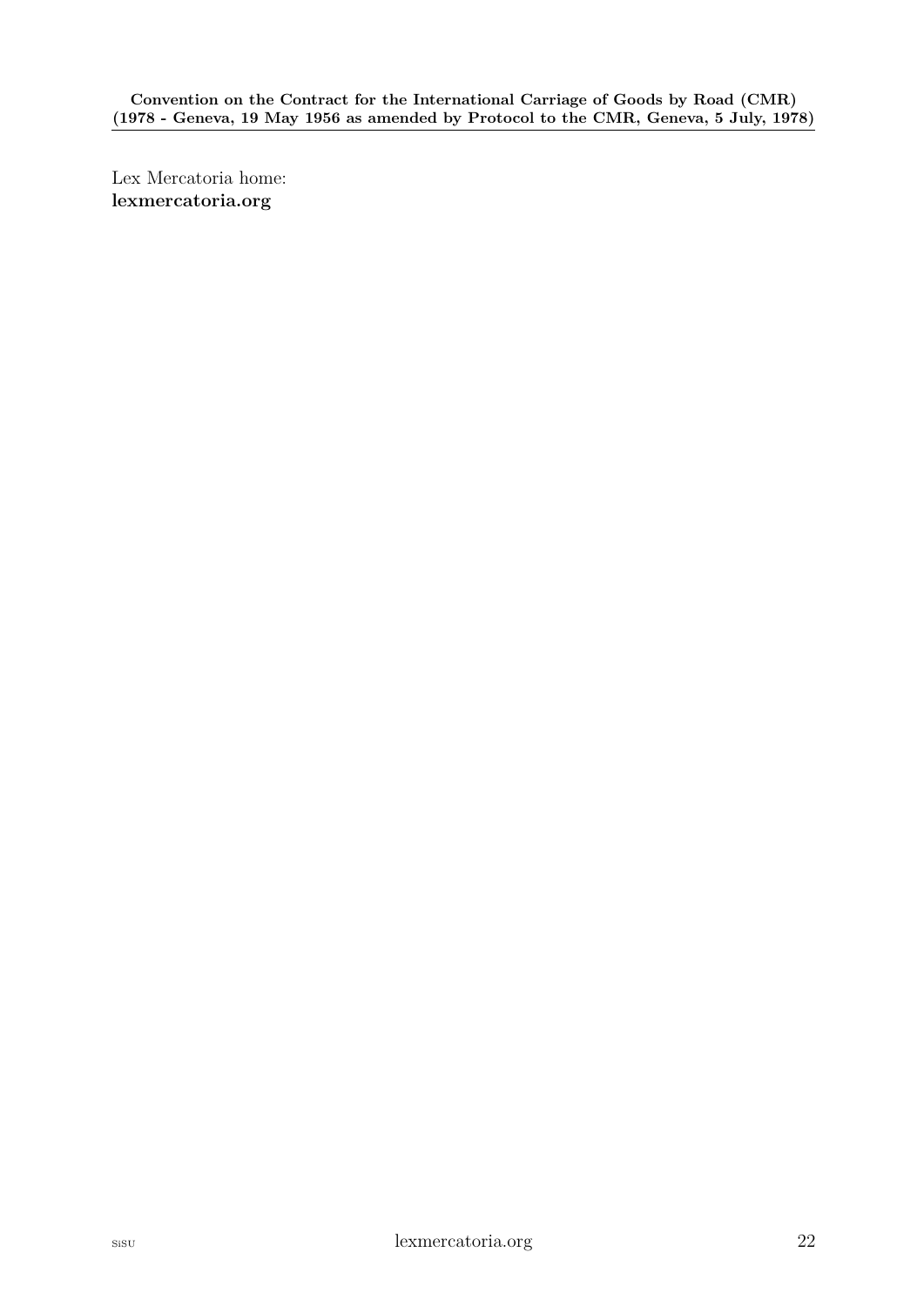Lex Mercatoria home:
**lexmercatoria.org**